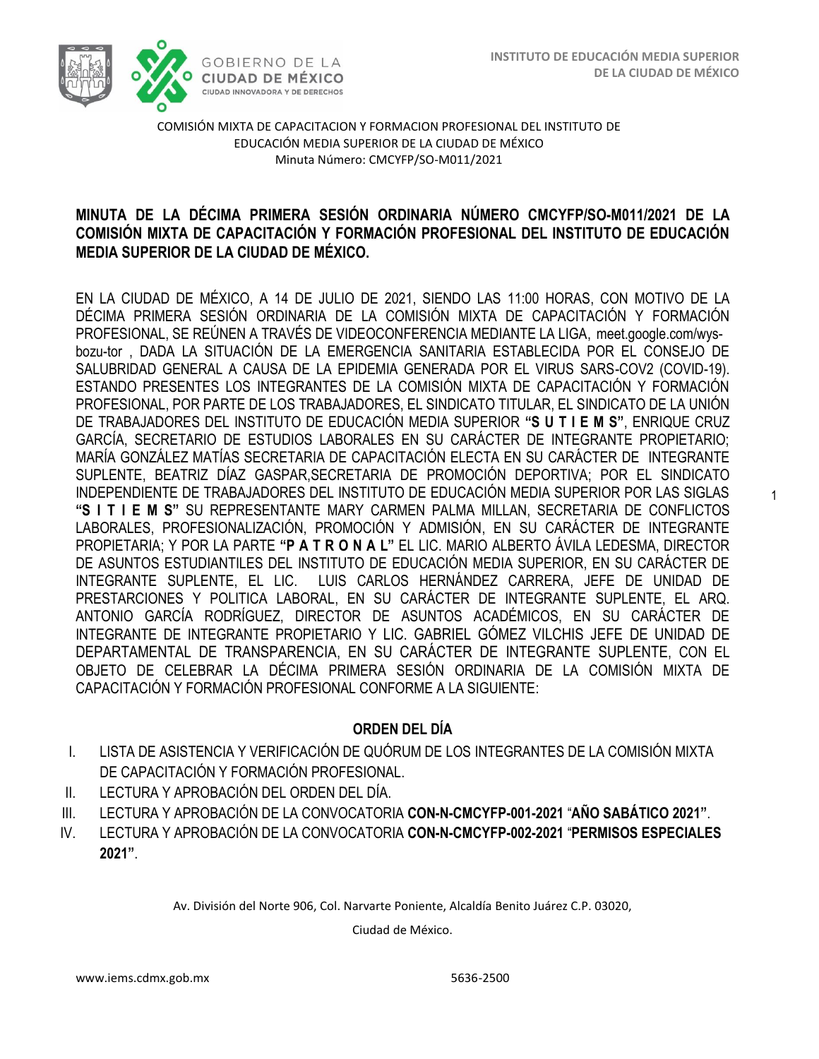COMISIÓN MIXTA DE CAPACITACION Y FORMACION PROFESIONAL DEL INSTITUTO DE EDUCACIÓN MEDIA SUPERIOR DE LA CIUDAD DE MÉXICO
Minuta Número: CMCYFP/SO-M011/2021

**MINUTA DE LA DÉCIMA PRIMERA SESIÓN ORDINARIA NÚMERO CMCYFP/SO-M011/2021 DE LA COMISIÓN MIXTA DE CAPACITACIÓN Y FORMACIÓN PROFESIONAL DEL INSTITUTO DE EDUCACIÓN MEDIA SUPERIOR DE LA CIUDAD DE MÉXICO.**

EN LA CIUDAD DE MÉXICO, A 14 DE JULIO DE 2021, SIENDO LAS 11:00 HORAS, CON MOTIVO DE LA DÉCIMA PRIMERA SESIÓN ORDINARIA DE LA COMISIÓN MIXTA DE CAPACITACIÓN Y FORMACIÓN PROFESIONAL, SE REÚNEN A TRAVÉS DE VIDEOCONFERENCIA MEDIANTE LA LIGA, meet.google.com/wys-bozu-tor , DADA LA SITUACIÓN DE LA EMERGENCIA SANITARIA ESTABLECIDA POR EL CONSEJO DE SALUBRIDAD GENERAL A CAUSA DE LA EPIDEMIA GENERADA POR EL VIRUS SARS-COV2 (COVID-19). ESTANDO PRESENTES LOS INTEGRANTES DE LA COMISIÓN MIXTA DE CAPACITACIÓN Y FORMACIÓN PROFESIONAL, POR PARTE DE LOS TRABAJADORES, EL SINDICATO TITULAR, EL SINDICATO DE LA UNIÓN DE TRABAJADORES DEL INSTITUTO DE EDUCACIÓN MEDIA SUPERIOR **"S U T I E M S"**, ENRIQUE CRUZ GARCÍA, SECRETARIO DE ESTUDIOS LABORALES EN SU CARÁCTER DE INTEGRANTE PROPIETARIO; MARÍA GONZÁLEZ MATÍAS SECRETARIA DE CAPACITACIÓN ELECTA EN SU CARÁCTER DE INTEGRANTE SUPLENTE, BEATRIZ DÍAZ GASPAR,SECRETARIA DE PROMOCIÓN DEPORTIVA; POR EL SINDICATO INDEPENDIENTE DE TRABAJADORES DEL INSTITUTO DE EDUCACIÓN MEDIA SUPERIOR POR LAS SIGLAS **"S I T I E M S"** SU REPRESENTANTE MARY CARMEN PALMA MILLAN, SECRETARIA DE CONFLICTOS LABORALES, PROFESIONALIZACIÓN, PROMOCIÓN Y ADMISIÓN, EN SU CARÁCTER DE INTEGRANTE PROPIETARIA; Y POR LA PARTE **"P A T R O N A L"** EL LIC. MARIO ALBERTO ÁVILA LEDESMA, DIRECTOR DE ASUNTOS ESTUDIANTILES DEL INSTITUTO DE EDUCACIÓN MEDIA SUPERIOR, EN SU CARÁCTER DE INTEGRANTE SUPLENTE, EL LIC. LUIS CARLOS HERNÁNDEZ CARRERA, JEFE DE UNIDAD DE PRESTARCIONES Y POLITICA LABORAL, EN SU CARÁCTER DE INTEGRANTE SUPLENTE, EL ARQ. ANTONIO GARCÍA RODRÍGUEZ, DIRECTOR DE ASUNTOS ACADÉMICOS, EN SU CARÁCTER DE INTEGRANTE DE INTEGRANTE PROPIETARIO Y LIC. GABRIEL GÓMEZ VILCHIS JEFE DE UNIDAD DE DEPARTAMENTAL DE TRANSPARENCIA, EN SU CARÁCTER DE INTEGRANTE SUPLENTE, CON EL OBJETO DE CELEBRAR LA DÉCIMA PRIMERA SESIÓN ORDINARIA DE LA COMISIÓN MIXTA DE CAPACITACIÓN Y FORMACIÓN PROFESIONAL CONFORME A LA SIGUIENTE:

## ORDEN DEL DÍA

I. LISTA DE ASISTENCIA Y VERIFICACIÓN DE QUÓRUM DE LOS INTEGRANTES DE LA COMISIÓN MIXTA DE CAPACITACIÓN Y FORMACIÓN PROFESIONAL.
II. LECTURA Y APROBACIÓN DEL ORDEN DEL DÍA.
III. LECTURA Y APROBACIÓN DE LA CONVOCATORIA **CON-N-CMCYFP-001-2021** "**AÑO SABÁTICO 2021"**.
IV. LECTURA Y APROBACIÓN DE LA CONVOCATORIA **CON-N-CMCYFP-002-2021** "**PERMISOS ESPECIALES 2021"**.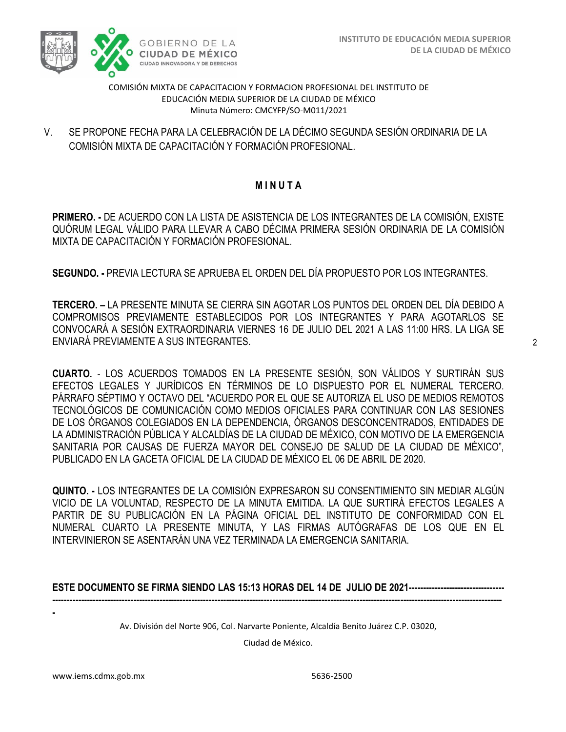COMISIÓN MIXTA DE CAPACITACION Y FORMACION PROFESIONAL DEL INSTITUTO DE EDUCACIÓN MEDIA SUPERIOR DE LA CIUDAD DE MÉXICO
Minuta Número: CMCYFP/SO-M011/2021

V. SE PROPONE FECHA PARA LA CELEBRACIÓN DE LA DÉCIMO SEGUNDA SESIÓN ORDINARIA DE LA COMISIÓN MIXTA DE CAPACITACIÓN Y FORMACIÓN PROFESIONAL.

## M I N U T A

**PRIMERO. -** DE ACUERDO CON LA LISTA DE ASISTENCIA DE LOS INTEGRANTES DE LA COMISIÓN, EXISTE QUÓRUM LEGAL VÁLIDO PARA LLEVAR A CABO DÉCIMA PRIMERA SESIÓN ORDINARIA DE LA COMISIÓN MIXTA DE CAPACITACIÓN Y FORMACIÓN PROFESIONAL.

**SEGUNDO. -** PREVIA LECTURA SE APRUEBA EL ORDEN DEL DÍA PROPUESTO POR LOS INTEGRANTES.

**TERCERO. –** LA PRESENTE MINUTA SE CIERRA SIN AGOTAR LOS PUNTOS DEL ORDEN DEL DÍA DEBIDO A COMPROMISOS PREVIAMENTE ESTABLECIDOS POR LOS INTEGRANTES Y PARA AGOTARLOS SE CONVOCARÁ A SESIÓN EXTRAORDINARIA VIERNES 16 DE JULIO DEL 2021 A LAS 11:00 HRS. LA LIGA SE ENVIARÁ PREVIAMENTE A SUS INTEGRANTES.

**CUARTO.** - LOS ACUERDOS TOMADOS EN LA PRESENTE SESIÓN, SON VÁLIDOS Y SURTIRÁN SUS EFECTOS LEGALES Y JURÍDICOS EN TÉRMINOS DE LO DISPUESTO POR EL NUMERAL TERCERO. PÁRRAFO SÉPTIMO Y OCTAVO DEL "ACUERDO POR EL QUE SE AUTORIZA EL USO DE MEDIOS REMOTOS TECNOLÓGICOS DE COMUNICACIÓN COMO MEDIOS OFICIALES PARA CONTINUAR CON LAS SESIONES DE LOS ÓRGANOS COLEGIADOS EN LA DEPENDENCIA, ÓRGANOS DESCONCENTRADOS, ENTIDADES DE LA ADMINISTRACIÓN PÚBLICA Y ALCALDÍAS DE LA CIUDAD DE MÉXICO, CON MOTIVO DE LA EMERGENCIA SANITARIA POR CAUSAS DE FUERZA MAYOR DEL CONSEJO DE SALUD DE LA CIUDAD DE MÉXICO", PUBLICADO EN LA GACETA OFICIAL DE LA CIUDAD DE MÉXICO EL 06 DE ABRIL DE 2020.

**QUINTO. -** LOS INTEGRANTES DE LA COMISIÓN EXPRESARON SU CONSENTIMIENTO SIN MEDIAR ALGÚN VICIO DE LA VOLUNTAD, RESPECTO DE LA MINUTA EMITIDA. LA QUE SURTIRÁ EFECTOS LEGALES A PARTIR DE SU PUBLICACIÓN EN LA PÁGINA OFICIAL DEL INSTITUTO DE CONFORMIDAD CON EL NUMERAL CUARTO LA PRESENTE MINUTA, Y LAS FIRMAS AUTÓGRAFAS DE LOS QUE EN EL INTERVINIERON SE ASENTARÁN UNA VEZ TERMINADA LA EMERGENCIA SANITARIA.

**ESTE DOCUMENTO SE FIRMA SIENDO LAS 15:13 HORAS DEL 14 DE JULIO DE 2021---------------------------------------------------------------------------------------------------------------------------------------------------------------------------**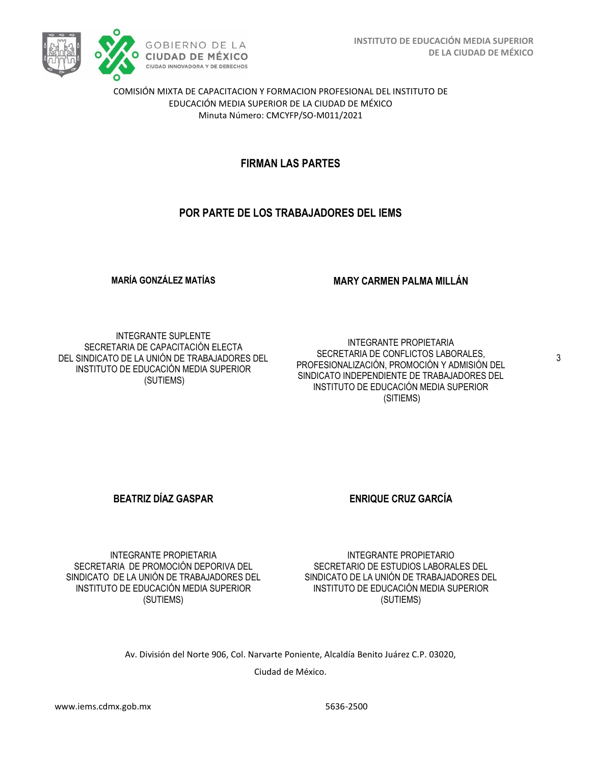COMISIÓN MIXTA DE CAPACITACION Y FORMACION PROFESIONAL DEL INSTITUTO DE EDUCACIÓN MEDIA SUPERIOR DE LA CIUDAD DE MÉXICO
Minuta Número: CMCYFP/SO-M011/2021

## FIRMAN LAS PARTES

## POR PARTE DE LOS TRABAJADORES DEL IEMS

**MARÍA GONZÁLEZ MATÍAS**

INTEGRANTE SUPLENTE
SECRETARIA DE CAPACITACIÓN ELECTA
DEL SINDICATO DE LA UNIÓN DE TRABAJADORES DEL INSTITUTO DE EDUCACIÓN MEDIA SUPERIOR
(SUTIEMS)

**MARY CARMEN PALMA MILLÁN**

INTEGRANTE PROPIETARIA
SECRETARIA DE CONFLICTOS LABORALES, PROFESIONALIZACIÓN, PROMOCIÓN Y ADMISIÓN DEL SINDICATO INDEPENDIENTE DE TRABAJADORES DEL INSTITUTO DE EDUCACIÓN MEDIA SUPERIOR
(SITIEMS)

**BEATRIZ DÍAZ GASPAR**

INTEGRANTE PROPIETARIA
SECRETARIA DE PROMOCIÓN DEPORIVA DEL SINDICATO DE LA UNIÓN DE TRABAJADORES DEL INSTITUTO DE EDUCACIÓN MEDIA SUPERIOR
(SUTIEMS)

**ENRIQUE CRUZ GARCÍA**

INTEGRANTE PROPIETARIO
SECRETARIO DE ESTUDIOS LABORALES DEL SINDICATO DE LA UNIÓN DE TRABAJADORES DEL INSTITUTO DE EDUCACIÓN MEDIA SUPERIOR
(SUTIEMS)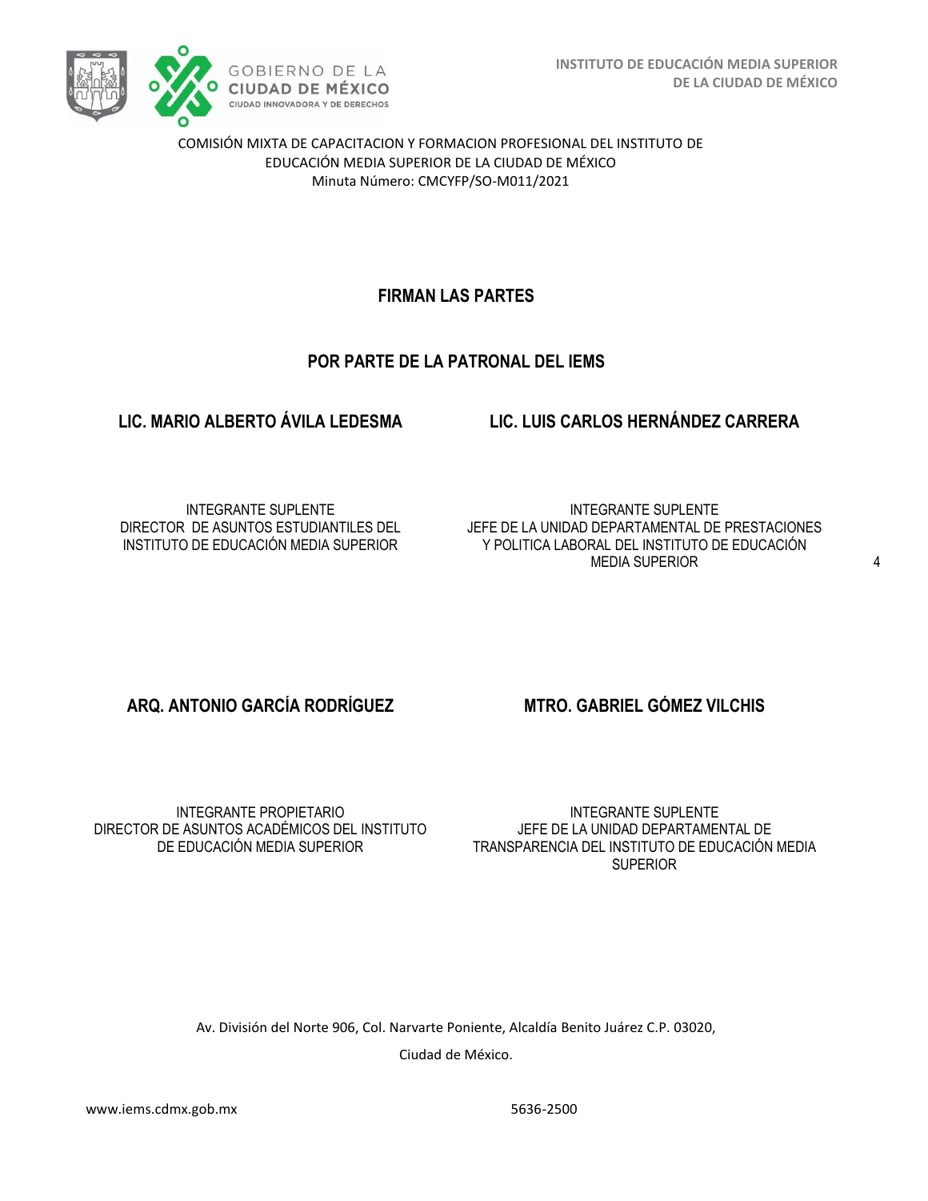COMISIÓN MIXTA DE CAPACITACION Y FORMACION PROFESIONAL DEL INSTITUTO DE EDUCACIÓN MEDIA SUPERIOR DE LA CIUDAD DE MÉXICO
Minuta Número: CMCYFP/SO-M011/2021

**FIRMAN LAS PARTES**

**POR PARTE DE LA PATRONAL DEL IEMS**

**LIC. MARIO ALBERTO ÁVILA LEDESMA**

INTEGRANTE SUPLENTE
DIRECTOR DE ASUNTOS ESTUDIANTILES DEL INSTITUTO DE EDUCACIÓN MEDIA SUPERIOR

**LIC. LUIS CARLOS HERNÁNDEZ CARRERA**

INTEGRANTE SUPLENTE
JEFE DE LA UNIDAD DEPARTAMENTAL DE PRESTACIONES Y POLITICA LABORAL DEL INSTITUTO DE EDUCACIÓN MEDIA SUPERIOR

**ARQ. ANTONIO GARCÍA RODRÍGUEZ**

INTEGRANTE PROPIETARIO
DIRECTOR DE ASUNTOS ACADÉMICOS DEL INSTITUTO DE EDUCACIÓN MEDIA SUPERIOR

**MTRO. GABRIEL GÓMEZ VILCHIS**

INTEGRANTE SUPLENTE
JEFE DE LA UNIDAD DEPARTAMENTAL DE TRANSPARENCIA DEL INSTITUTO DE EDUCACIÓN MEDIA SUPERIOR